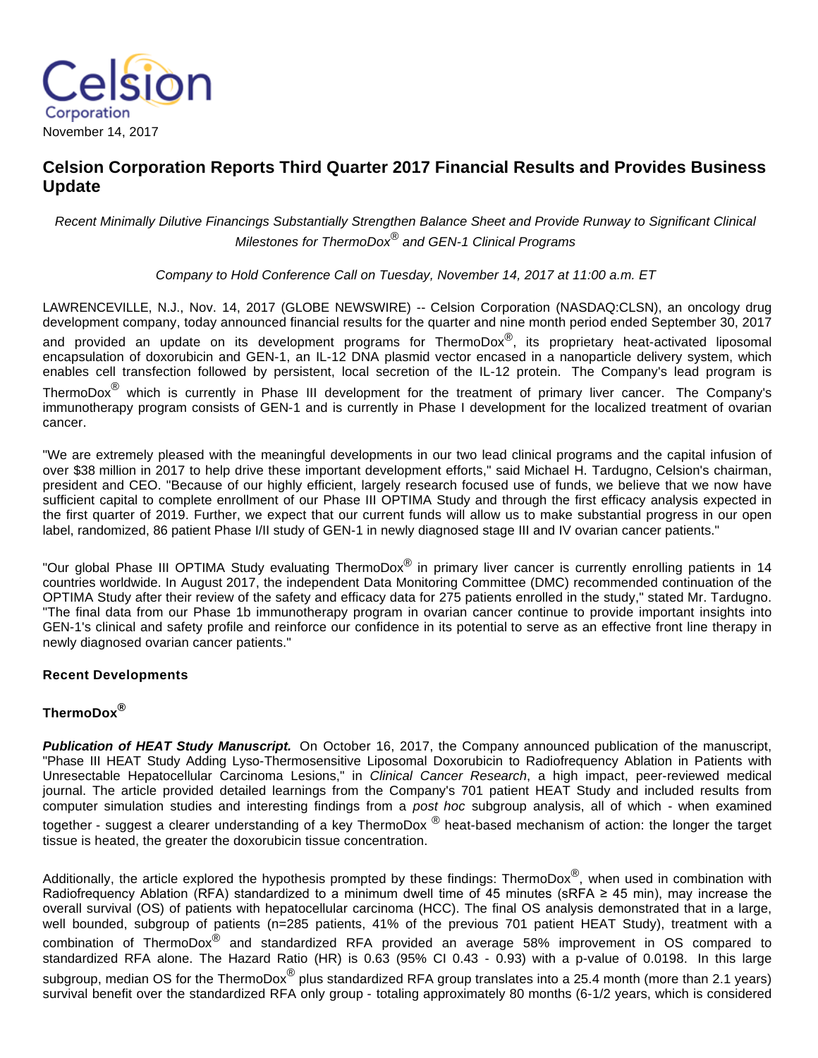Celsion Corporation

November 14, 2017

# Celsion Corporation Reports Third Quarter 2017 Financial Results and Provides Business Update

*Recent Minimally Dilutive Financings Substantially Strengthen Balance Sheet and Provide Runway to Significant Clinical Milestones for ThermoDox® and GEN-1 Clinical Programs*

*Company to Hold Conference Call on Tuesday, November 14, 2017 at 11:00 a.m. ET*

LAWRENCEVILLE, N.J., Nov. 14, 2017 (GLOBE NEWSWIRE) -- Celsion Corporation (NASDAQ:CLSN), an oncology drug development company, today announced financial results for the quarter and nine month period ended September 30, 2017 and provided an update on its development programs for ThermoDox®, its proprietary heat-activated liposomal encapsulation of doxorubicin and GEN-1, an IL-12 DNA plasmid vector encased in a nanoparticle delivery system, which enables cell transfection followed by persistent, local secretion of the IL-12 protein. The Company's lead program is ThermoDox® which is currently in Phase III development for the treatment of primary liver cancer. The Company's immunotherapy program consists of GEN-1 and is currently in Phase I development for the localized treatment of ovarian cancer.

"We are extremely pleased with the meaningful developments in our two lead clinical programs and the capital infusion of over $38 million in 2017 to help drive these important development efforts," said Michael H. Tardugno, Celsion's chairman, president and CEO. "Because of our highly efficient, largely research focused use of funds, we believe that we now have sufficient capital to complete enrollment of our Phase III OPTIMA Study and through the first efficacy analysis expected in the first quarter of 2019. Further, we expect that our current funds will allow us to make substantial progress in our open label, randomized, 86 patient Phase I/II study of GEN-1 in newly diagnosed stage III and IV ovarian cancer patients."

"Our global Phase III OPTIMA Study evaluating ThermoDox® in primary liver cancer is currently enrolling patients in 14 countries worldwide. In August 2017, the independent Data Monitoring Committee (DMC) recommended continuation of the OPTIMA Study after their review of the safety and efficacy data for 275 patients enrolled in the study," stated Mr. Tardugno. "The final data from our Phase 1b immunotherapy program in ovarian cancer continue to provide important insights into GEN-1's clinical and safety profile and reinforce our confidence in its potential to serve as an effective front line therapy in newly diagnosed ovarian cancer patients."

## Recent Developments

### ThermoDox®

***Publication of HEAT Study Manuscript.*** On October 16, 2017, the Company announced publication of the manuscript, "Phase III HEAT Study Adding Lyso-Thermosensitive Liposomal Doxorubicin to Radiofrequency Ablation in Patients with Unresectable Hepatocellular Carcinoma Lesions," in *Clinical Cancer Research*, a high impact, peer-reviewed medical journal. The article provided detailed learnings from the Company's 701 patient HEAT Study and included results from computer simulation studies and interesting findings from a *post hoc* subgroup analysis, all of which - when examined together - suggest a clearer understanding of a key ThermoDox ® heat-based mechanism of action: the longer the target tissue is heated, the greater the doxorubicin tissue concentration.

Additionally, the article explored the hypothesis prompted by these findings: ThermoDox®, when used in combination with Radiofrequency Ablation (RFA) standardized to a minimum dwell time of 45 minutes (sRFA ≥ 45 min), may increase the overall survival (OS) of patients with hepatocellular carcinoma (HCC). The final OS analysis demonstrated that in a large, well bounded, subgroup of patients (n=285 patients, 41% of the previous 701 patient HEAT Study), treatment with a combination of ThermoDox® and standardized RFA provided an average 58% improvement in OS compared to standardized RFA alone. The Hazard Ratio (HR) is 0.63 (95% CI 0.43 - 0.93) with a p-value of 0.0198. In this large subgroup, median OS for the ThermoDox® plus standardized RFA group translates into a 25.4 month (more than 2.1 years) survival benefit over the standardized RFA only group - totaling approximately 80 months (6-1/2 years, which is considered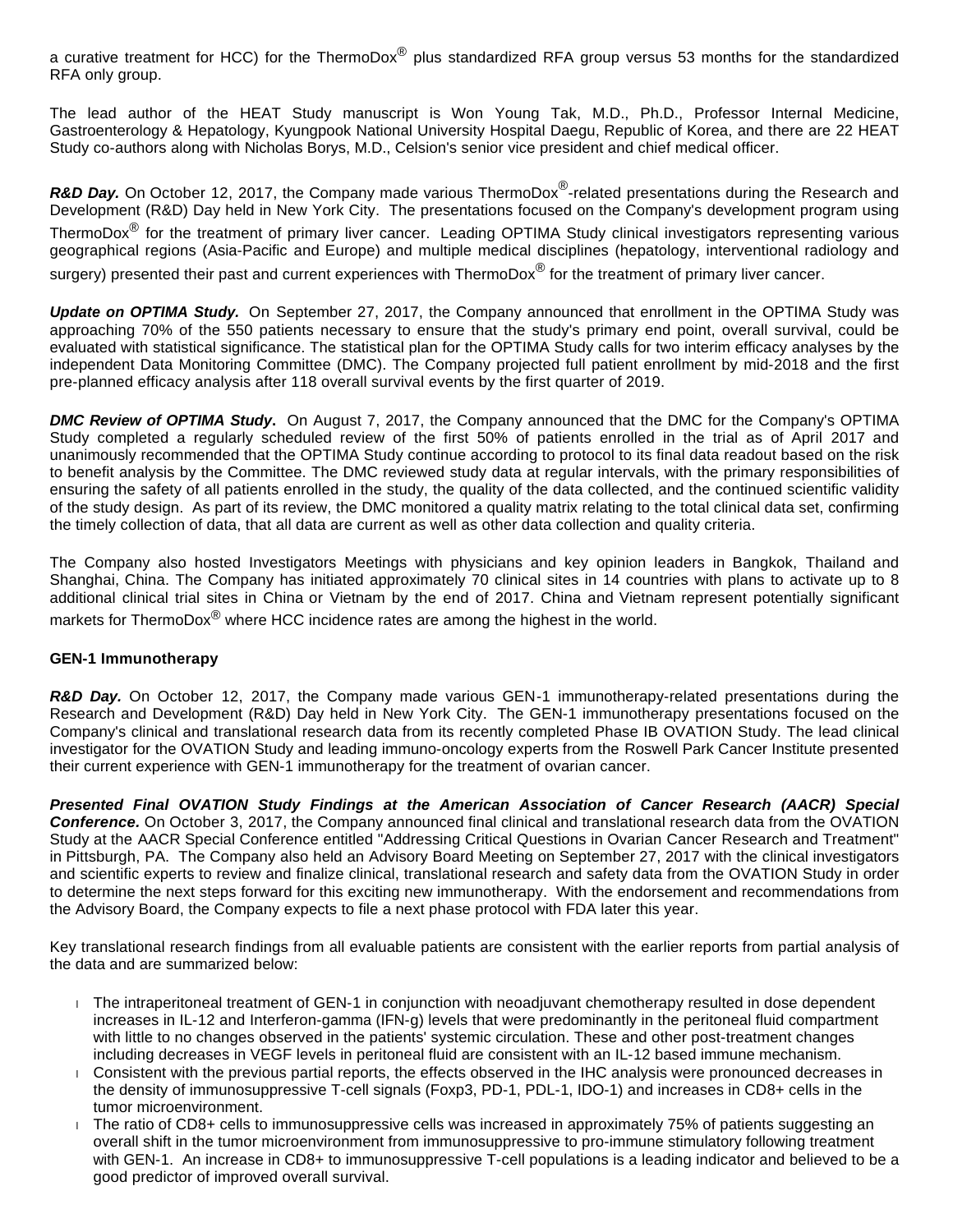a curative treatment for HCC) for the ThermoDox® plus standardized RFA group versus 53 months for the standardized RFA only group.

The lead author of the HEAT Study manuscript is Won Young Tak, M.D., Ph.D., Professor Internal Medicine, Gastroenterology & Hepatology, Kyungpook National University Hospital Daegu, Republic of Korea, and there are 22 HEAT Study co-authors along with Nicholas Borys, M.D., Celsion's senior vice president and chief medical officer.

***R&D Day.*** On October 12, 2017, the Company made various ThermoDox®-related presentations during the Research and Development (R&D) Day held in New York City. The presentations focused on the Company's development program using ThermoDox® for the treatment of primary liver cancer. Leading OPTIMA Study clinical investigators representing various geographical regions (Asia-Pacific and Europe) and multiple medical disciplines (hepatology, interventional radiology and surgery) presented their past and current experiences with ThermoDox® for the treatment of primary liver cancer.

***Update on OPTIMA Study.*** On September 27, 2017, the Company announced that enrollment in the OPTIMA Study was approaching 70% of the 550 patients necessary to ensure that the study's primary end point, overall survival, could be evaluated with statistical significance. The statistical plan for the OPTIMA Study calls for two interim efficacy analyses by the independent Data Monitoring Committee (DMC). The Company projected full patient enrollment by mid-2018 and the first pre-planned efficacy analysis after 118 overall survival events by the first quarter of 2019.

***DMC Review of OPTIMA Study.*** On August 7, 2017, the Company announced that the DMC for the Company's OPTIMA Study completed a regularly scheduled review of the first 50% of patients enrolled in the trial as of April 2017 and unanimously recommended that the OPTIMA Study continue according to protocol to its final data readout based on the risk to benefit analysis by the Committee. The DMC reviewed study data at regular intervals, with the primary responsibilities of ensuring the safety of all patients enrolled in the study, the quality of the data collected, and the continued scientific validity of the study design. As part of its review, the DMC monitored a quality matrix relating to the total clinical data set, confirming the timely collection of data, that all data are current as well as other data collection and quality criteria.

The Company also hosted Investigators Meetings with physicians and key opinion leaders in Bangkok, Thailand and Shanghai, China. The Company has initiated approximately 70 clinical sites in 14 countries with plans to activate up to 8 additional clinical trial sites in China or Vietnam by the end of 2017. China and Vietnam represent potentially significant markets for ThermoDox® where HCC incidence rates are among the highest in the world.

**GEN-1 Immunotherapy**

***R&D Day.*** On October 12, 2017, the Company made various GEN-1 immunotherapy-related presentations during the Research and Development (R&D) Day held in New York City. The GEN-1 immunotherapy presentations focused on the Company's clinical and translational research data from its recently completed Phase IB OVATION Study. The lead clinical investigator for the OVATION Study and leading immuno-oncology experts from the Roswell Park Cancer Institute presented their current experience with GEN-1 immunotherapy for the treatment of ovarian cancer.

***Presented Final OVATION Study Findings at the American Association of Cancer Research (AACR) Special Conference.*** On October 3, 2017, the Company announced final clinical and translational research data from the OVATION Study at the AACR Special Conference entitled "Addressing Critical Questions in Ovarian Cancer Research and Treatment" in Pittsburgh, PA. The Company also held an Advisory Board Meeting on September 27, 2017 with the clinical investigators and scientific experts to review and finalize clinical, translational research and safety data from the OVATION Study in order to determine the next steps forward for this exciting new immunotherapy. With the endorsement and recommendations from the Advisory Board, the Company expects to file a next phase protocol with FDA later this year.

Key translational research findings from all evaluable patients are consistent with the earlier reports from partial analysis of the data and are summarized below:

- The intraperitoneal treatment of GEN-1 in conjunction with neoadjuvant chemotherapy resulted in dose dependent increases in IL-12 and Interferon-gamma (IFN-g) levels that were predominantly in the peritoneal fluid compartment with little to no changes observed in the patients' systemic circulation. These and other post-treatment changes including decreases in VEGF levels in peritoneal fluid are consistent with an IL-12 based immune mechanism.
- Consistent with the previous partial reports, the effects observed in the IHC analysis were pronounced decreases in the density of immunosuppressive T-cell signals (Foxp3, PD-1, PDL-1, IDO-1) and increases in CD8+ cells in the tumor microenvironment.
- The ratio of CD8+ cells to immunosuppressive cells was increased in approximately 75% of patients suggesting an overall shift in the tumor microenvironment from immunosuppressive to pro-immune stimulatory following treatment with GEN-1. An increase in CD8+ to immunosuppressive T-cell populations is a leading indicator and believed to be a good predictor of improved overall survival.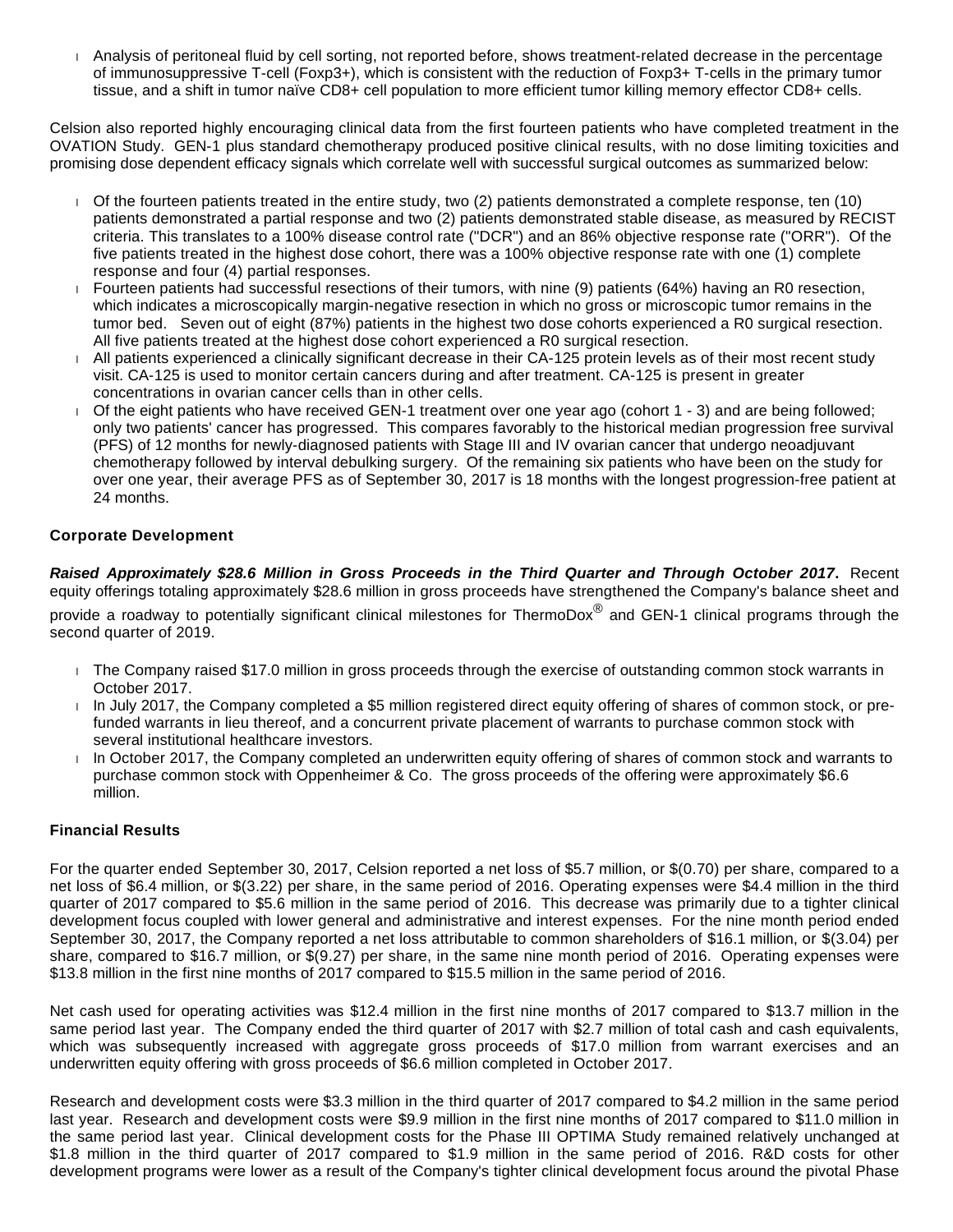- Analysis of peritoneal fluid by cell sorting, not reported before, shows treatment-related decrease in the percentage of immunosuppressive T-cell (Foxp3+), which is consistent with the reduction of Foxp3+ T-cells in the primary tumor tissue, and a shift in tumor naïve CD8+ cell population to more efficient tumor killing memory effector CD8+ cells.

Celsion also reported highly encouraging clinical data from the first fourteen patients who have completed treatment in the OVATION Study. GEN-1 plus standard chemotherapy produced positive clinical results, with no dose limiting toxicities and promising dose dependent efficacy signals which correlate well with successful surgical outcomes as summarized below:

- Of the fourteen patients treated in the entire study, two (2) patients demonstrated a complete response, ten (10) patients demonstrated a partial response and two (2) patients demonstrated stable disease, as measured by RECIST criteria. This translates to a 100% disease control rate ("DCR") and an 86% objective response rate ("ORR"). Of the five patients treated in the highest dose cohort, there was a 100% objective response rate with one (1) complete response and four (4) partial responses.
- Fourteen patients had successful resections of their tumors, with nine (9) patients (64%) having an R0 resection, which indicates a microscopically margin-negative resection in which no gross or microscopic tumor remains in the tumor bed. Seven out of eight (87%) patients in the highest two dose cohorts experienced a R0 surgical resection. All five patients treated at the highest dose cohort experienced a R0 surgical resection.
- All patients experienced a clinically significant decrease in their CA-125 protein levels as of their most recent study visit. CA-125 is used to monitor certain cancers during and after treatment. CA-125 is present in greater concentrations in ovarian cancer cells than in other cells.
- Of the eight patients who have received GEN-1 treatment over one year ago (cohort 1 - 3) and are being followed; only two patients' cancer has progressed. This compares favorably to the historical median progression free survival (PFS) of 12 months for newly-diagnosed patients with Stage III and IV ovarian cancer that undergo neoadjuvant chemotherapy followed by interval debulking surgery. Of the remaining six patients who have been on the study for over one year, their average PFS as of September 30, 2017 is 18 months with the longest progression-free patient at 24 months.

**Corporate Development**

***Raised Approximately $28.6 Million in Gross Proceeds in the Third Quarter and Through October 2017.*** Recent equity offerings totaling approximately $28.6 million in gross proceeds have strengthened the Company's balance sheet and provide a roadway to potentially significant clinical milestones for ThermoDox® and GEN-1 clinical programs through the second quarter of 2019.

- The Company raised $17.0 million in gross proceeds through the exercise of outstanding common stock warrants in October 2017.
- In July 2017, the Company completed a $5 million registered direct equity offering of shares of common stock, or pre-funded warrants in lieu thereof, and a concurrent private placement of warrants to purchase common stock with several institutional healthcare investors.
- In October 2017, the Company completed an underwritten equity offering of shares of common stock and warrants to purchase common stock with Oppenheimer & Co. The gross proceeds of the offering were approximately $6.6 million.

**Financial Results**

For the quarter ended September 30, 2017, Celsion reported a net loss of $5.7 million, or $(0.70) per share, compared to a net loss of $6.4 million, or $(3.22) per share, in the same period of 2016. Operating expenses were $4.4 million in the third quarter of 2017 compared to $5.6 million in the same period of 2016. This decrease was primarily due to a tighter clinical development focus coupled with lower general and administrative and interest expenses. For the nine month period ended September 30, 2017, the Company reported a net loss attributable to common shareholders of $16.1 million, or $(3.04) per share, compared to $16.7 million, or $(9.27) per share, in the same nine month period of 2016. Operating expenses were $13.8 million in the first nine months of 2017 compared to $15.5 million in the same period of 2016.

Net cash used for operating activities was $12.4 million in the first nine months of 2017 compared to $13.7 million in the same period last year. The Company ended the third quarter of 2017 with $2.7 million of total cash and cash equivalents, which was subsequently increased with aggregate gross proceeds of $17.0 million from warrant exercises and an underwritten equity offering with gross proceeds of $6.6 million completed in October 2017.

Research and development costs were $3.3 million in the third quarter of 2017 compared to $4.2 million in the same period last year. Research and development costs were $9.9 million in the first nine months of 2017 compared to $11.0 million in the same period last year. Clinical development costs for the Phase III OPTIMA Study remained relatively unchanged at $1.8 million in the third quarter of 2017 compared to $1.9 million in the same period of 2016. R&D costs for other development programs were lower as a result of the Company's tighter clinical development focus around the pivotal Phase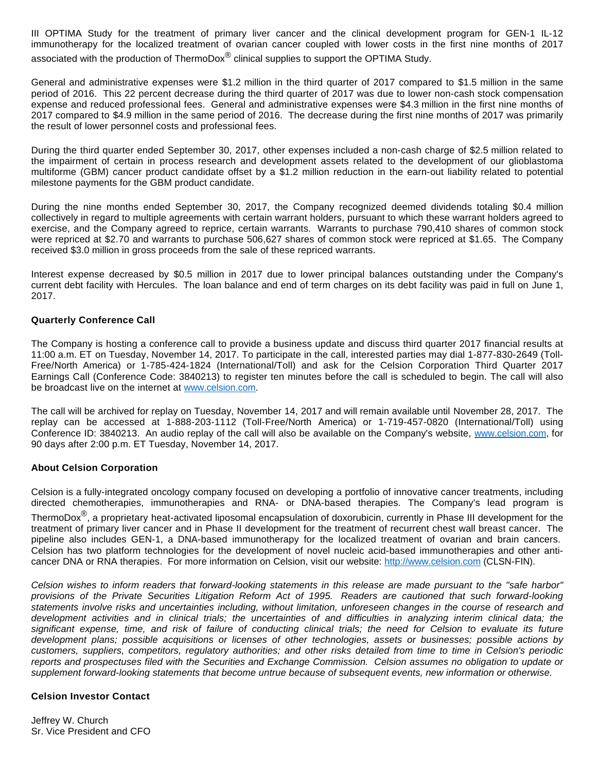III OPTIMA Study for the treatment of primary liver cancer and the clinical development program for GEN-1 IL-12 immunotherapy for the localized treatment of ovarian cancer coupled with lower costs in the first nine months of 2017 associated with the production of ThermoDox® clinical supplies to support the OPTIMA Study.

General and administrative expenses were $1.2 million in the third quarter of 2017 compared to $1.5 million in the same period of 2016. This 22 percent decrease during the third quarter of 2017 was due to lower non-cash stock compensation expense and reduced professional fees. General and administrative expenses were $4.3 million in the first nine months of 2017 compared to $4.9 million in the same period of 2016. The decrease during the first nine months of 2017 was primarily the result of lower personnel costs and professional fees.

During the third quarter ended September 30, 2017, other expenses included a non-cash charge of $2.5 million related to the impairment of certain in process research and development assets related to the development of our glioblastoma multiforme (GBM) cancer product candidate offset by a $1.2 million reduction in the earn-out liability related to potential milestone payments for the GBM product candidate.

During the nine months ended September 30, 2017, the Company recognized deemed dividends totaling $0.4 million collectively in regard to multiple agreements with certain warrant holders, pursuant to which these warrant holders agreed to exercise, and the Company agreed to reprice, certain warrants. Warrants to purchase 790,410 shares of common stock were repriced at $2.70 and warrants to purchase 506,627 shares of common stock were repriced at $1.65. The Company received $3.0 million in gross proceeds from the sale of these repriced warrants.

Interest expense decreased by $0.5 million in 2017 due to lower principal balances outstanding under the Company's current debt facility with Hercules. The loan balance and end of term charges on its debt facility was paid in full on June 1, 2017.

**Quarterly Conference Call**

The Company is hosting a conference call to provide a business update and discuss third quarter 2017 financial results at 11:00 a.m. ET on Tuesday, November 14, 2017. To participate in the call, interested parties may dial 1-877-830-2649 (Toll-Free/North America) or 1-785-424-1824 (International/Toll) and ask for the Celsion Corporation Third Quarter 2017 Earnings Call (Conference Code: 3840213) to register ten minutes before the call is scheduled to begin. The call will also be broadcast live on the internet at [www.celsion.com](http://www.celsion.com).

The call will be archived for replay on Tuesday, November 14, 2017 and will remain available until November 28, 2017. The replay can be accessed at 1-888-203-1112 (Toll-Free/North America) or 1-719-457-0820 (International/Toll) using Conference ID: 3840213. An audio replay of the call will also be available on the Company's website, [www.celsion.com](http://www.celsion.com), for 90 days after 2:00 p.m. ET Tuesday, November 14, 2017.

**About Celsion Corporation**

Celsion is a fully-integrated oncology company focused on developing a portfolio of innovative cancer treatments, including directed chemotherapies, immunotherapies and RNA- or DNA-based therapies. The Company's lead program is ThermoDox®, a proprietary heat-activated liposomal encapsulation of doxorubicin, currently in Phase III development for the treatment of primary liver cancer and in Phase II development for the treatment of recurrent chest wall breast cancer. The pipeline also includes GEN-1, a DNA-based immunotherapy for the localized treatment of ovarian and brain cancers. Celsion has two platform technologies for the development of novel nucleic acid-based immunotherapies and other anti-cancer DNA or RNA therapies. For more information on Celsion, visit our website: [http://www.celsion.com](http://www.celsion.com) (CLSN-FIN).

*Celsion wishes to inform readers that forward-looking statements in this release are made pursuant to the "safe harbor" provisions of the Private Securities Litigation Reform Act of 1995. Readers are cautioned that such forward-looking statements involve risks and uncertainties including, without limitation, unforeseen changes in the course of research and development activities and in clinical trials; the uncertainties of and difficulties in analyzing interim clinical data; the significant expense, time, and risk of failure of conducting clinical trials; the need for Celsion to evaluate its future development plans; possible acquisitions or licenses of other technologies, assets or businesses; possible actions by customers, suppliers, competitors, regulatory authorities; and other risks detailed from time to time in Celsion's periodic reports and prospectuses filed with the Securities and Exchange Commission. Celsion assumes no obligation to update or supplement forward-looking statements that become untrue because of subsequent events, new information or otherwise.*

**Celsion Investor Contact**

Jeffrey W. Church
Sr. Vice President and CFO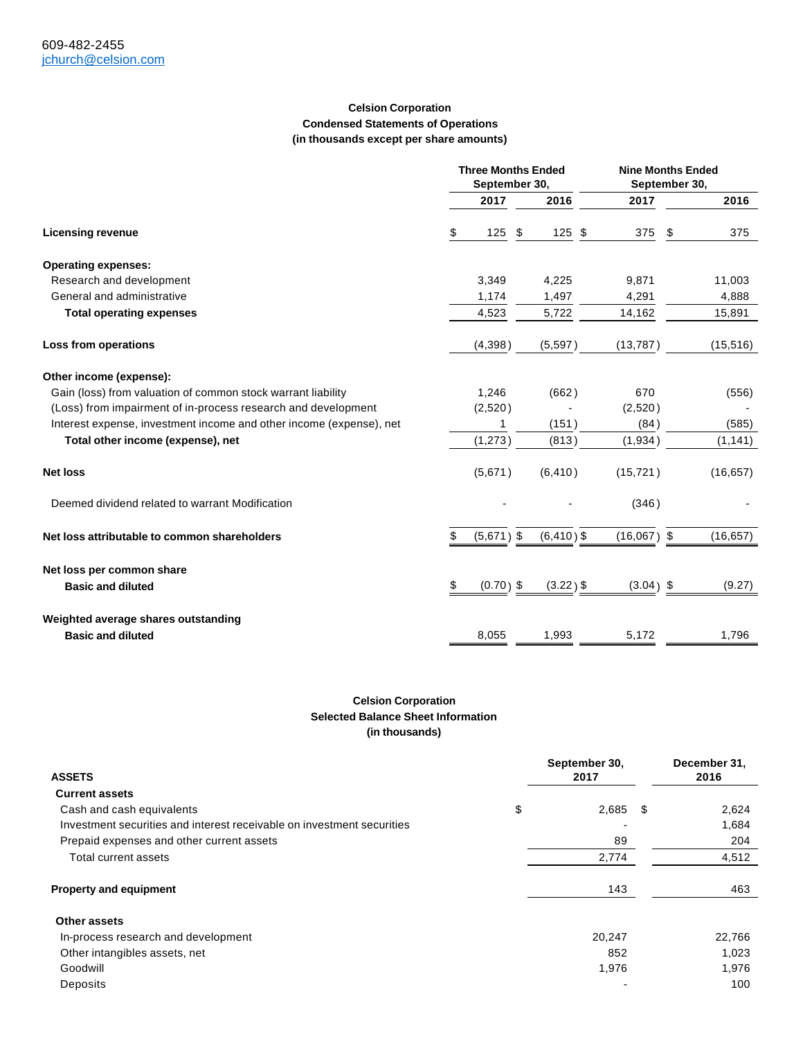609-482-2455
jchurch@celsion.com

**Celsion Corporation**
**Condensed Statements of Operations**
**(in thousands except per share amounts)**

| | Three Months Ended September 30, | | Nine Months Ended September 30, | |
|---|---|---|---|---|
| | **2017** | **2016** | **2017** | **2016** |
| **Licensing revenue** | $ 125 | $ 125 | $ 375 | $ 375 |
| **Operating expenses:** | | | | |
| Research and development | 3,349 | 4,225 | 9,871 | 11,003 |
| General and administrative | 1,174 | 1,497 | 4,291 | 4,888 |
| **Total operating expenses** | 4,523 | 5,722 | 14,162 | 15,891 |
| **Loss from operations** | (4,398) | (5,597) | (13,787) | (15,516) |
| **Other income (expense):** | | | | |
| Gain (loss) from valuation of common stock warrant liability | 1,246 | (662) | 670 | (556) |
| (Loss) from impairment of in-process research and development | (2,520) | - | (2,520) | - |
| Interest expense, investment income and other income (expense), net | 1 | (151) | (84) | (585) |
| **Total other income (expense), net** | (1,273) | (813) | (1,934) | (1,141) |
| **Net loss** | (5,671) | (6,410) | (15,721) | (16,657) |
| Deemed dividend related to warrant Modification | - | - | (346) | - |
| **Net loss attributable to common shareholders** | $ (5,671) | $ (6,410) | $ (16,067) | $ (16,657) |
| **Net loss per common share** | | | | |
| **Basic and diluted** | $ (0.70) | $ (3.22) | $ (3.04) | $ (9.27) |
| **Weighted average shares outstanding** | | | | |
| **Basic and diluted** | 8,055 | 1,993 | 5,172 | 1,796 |

**Celsion Corporation**
**Selected Balance Sheet Information**
**(in thousands)**

| **ASSETS** | **September 30, 2017** | **December 31, 2016** |
|---|---|---|
| **Current assets** | | |
| Cash and cash equivalents | $ 2,685 | $ 2,624 |
| Investment securities and interest receivable on investment securities | - | 1,684 |
| Prepaid expenses and other current assets | 89 | 204 |
| Total current assets | 2,774 | 4,512 |
| **Property and equipment** | 143 | 463 |
| **Other assets** | | |
| In-process research and development | 20,247 | 22,766 |
| Other intangibles assets, net | 852 | 1,023 |
| Goodwill | 1,976 | 1,976 |
| Deposits | - | 100 |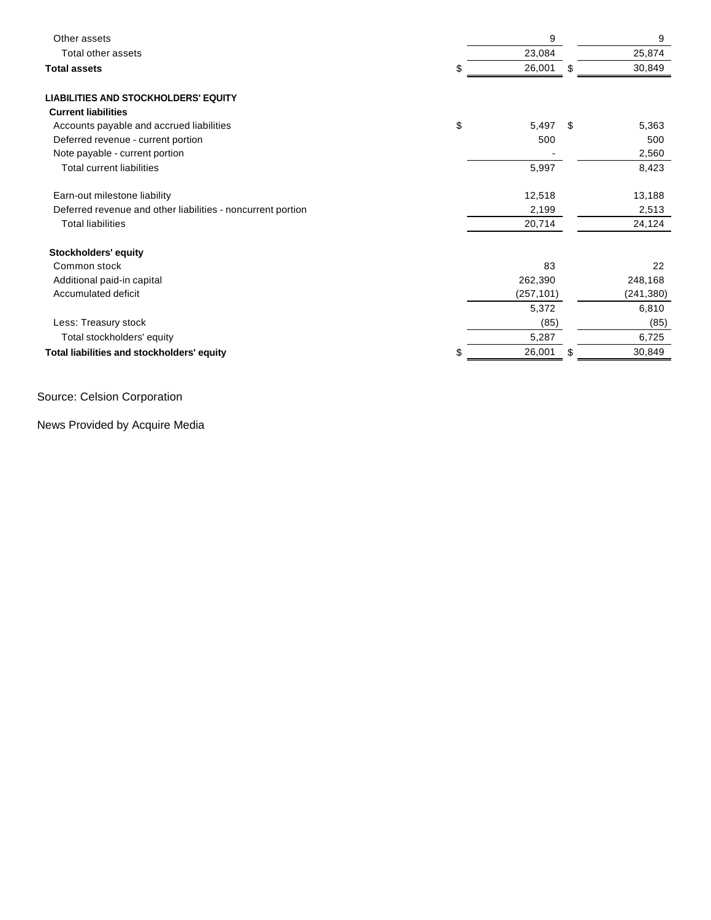| | | |
|---|---|---|
| Other assets | 9 | 9 |
| Total other assets | 23,084 | 25,874 |
| **Total assets** | $ 26,001 | $ 30,849 |
| | | |
| **LIABILITIES AND STOCKHOLDERS' EQUITY** | | |
| **Current liabilities** | | |
| Accounts payable and accrued liabilities | $ 5,497 | $ 5,363 |
| Deferred revenue - current portion | 500 | 500 |
| Note payable - current portion | - | 2,560 |
| Total current liabilities | 5,997 | 8,423 |
| | | |
| Earn-out milestone liability | 12,518 | 13,188 |
| Deferred revenue and other liabilities - noncurrent portion | 2,199 | 2,513 |
| Total liabilities | 20,714 | 24,124 |
| | | |
| **Stockholders' equity** | | |
| Common stock | 83 | 22 |
| Additional paid-in capital | 262,390 | 248,168 |
| Accumulated deficit | (257,101) | (241,380) |
| | 5,372 | 6,810 |
| Less: Treasury stock | (85) | (85) |
| Total stockholders' equity | 5,287 | 6,725 |
| **Total liabilities and stockholders' equity** | $ 26,001 | $ 30,849 |

Source: Celsion Corporation

News Provided by Acquire Media